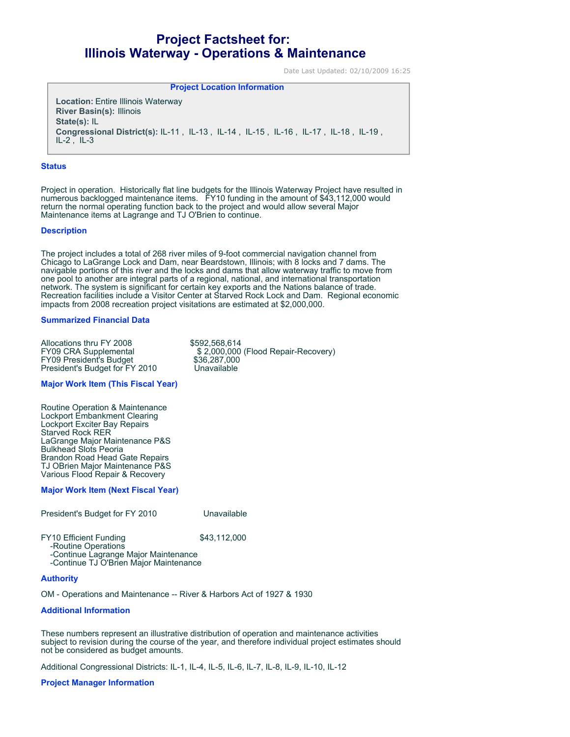# Project Factsheet for: Illinois Waterway - Operations & Maintenance

Date Last Updated: 02/10/2009 16:25

### Project Location Information

**Location:** Entire Illinois Waterway
**River Basin(s):** Illinois
**State(s):** IL
**Congressional District(s):** IL-11 , IL-13 , IL-14 , IL-15 , IL-16 , IL-17 , IL-18 , IL-19 , IL-2 , IL-3

### Status

Project in operation. Historically flat line budgets for the Illinois Waterway Project have resulted in numerous backlogged maintenance items. FY10 funding in the amount of $43,112,000 would return the normal operating function back to the project and would allow several Major Maintenance items at Lagrange and TJ O'Brien to continue.

### Description

The project includes a total of 268 river miles of 9-foot commercial navigation channel from Chicago to LaGrange Lock and Dam, near Beardstown, Illinois; with 8 locks and 7 dams. The navigable portions of this river and the locks and dams that allow waterway traffic to move from one pool to another are integral parts of a regional, national, and international transportation network. The system is significant for certain key exports and the Nations balance of trade. Recreation facilities include a Visitor Center at Starved Rock Lock and Dam. Regional economic impacts from 2008 recreation project visitations are estimated at $2,000,000.

### Summarized Financial Data

| | |
|---|---|
| Allocations thru FY 2008 | $592,568,614 |
| FY09 CRA Supplemental | $ 2,000,000 (Flood Repair-Recovery) |
| FY09 President's Budget | $36,287,000 |
| President's Budget for FY 2010 | Unavailable |

### Major Work Item (This Fiscal Year)

Routine Operation & Maintenance
Lockport Embankment Clearing
Lockport Exciter Bay Repairs
Starved Rock RER
LaGrange Major Maintenance P&S
Bulkhead Slots Peoria
Brandon Road Head Gate Repairs
TJ OBrien Major Maintenance P&S
Various Flood Repair & Recovery

### Major Work Item (Next Fiscal Year)

President's Budget for FY 2010 Unavailable

FY10 Efficient Funding $43,112,000
- -Routine Operations
- -Continue Lagrange Major Maintenance
- -Continue TJ O'Brien Major Maintenance

### Authority

OM - Operations and Maintenance -- River & Harbors Act of 1927 & 1930

### Additional Information

These numbers represent an illustrative distribution of operation and maintenance activities subject to revision during the course of the year, and therefore individual project estimates should not be considered as budget amounts.

Additional Congressional Districts: IL-1, IL-4, IL-5, IL-6, IL-7, IL-8, IL-9, IL-10, IL-12

### Project Manager Information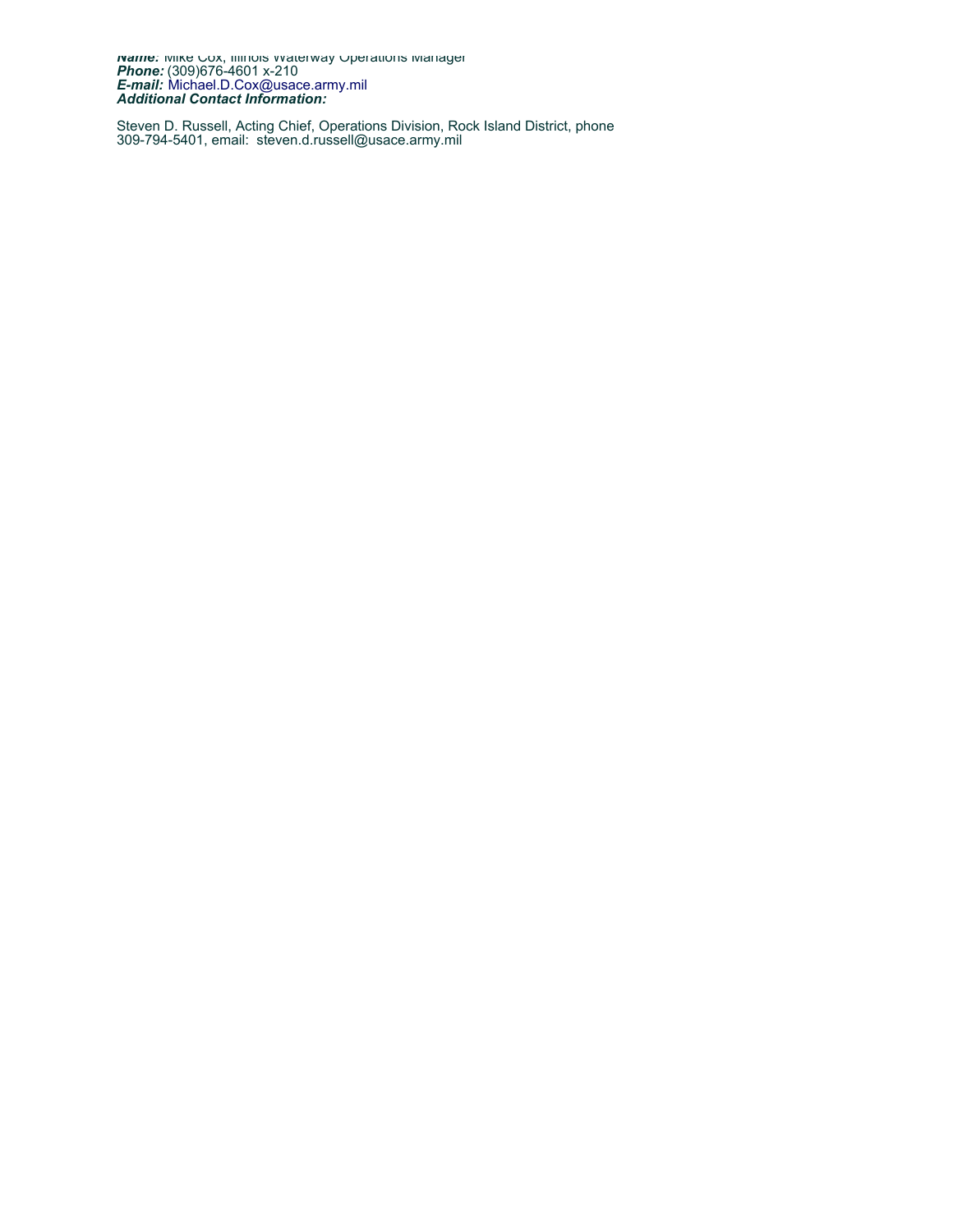***Name:*** Mike Cox, Illinois Waterway Operations Manager
***Phone:*** (309)676-4601 x-210
***E-mail:*** Michael.D.Cox@usace.army.mil
***Additional Contact Information:***

Steven D. Russell, Acting Chief, Operations Division, Rock Island District, phone 309-794-5401, email: steven.d.russell@usace.army.mil